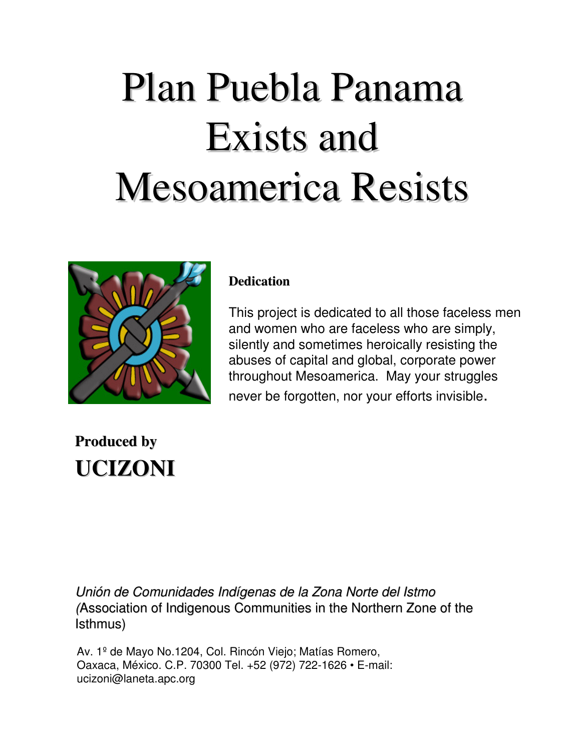# Plan Puebla Panama Exists and Mesoamerica Resists

**Dedication**

This project is dedicated to all those faceless men and women who are faceless who are simply, silently and sometimes heroically resisting the abuses of capital and global, corporate power throughout Mesoamerica. May your struggles never be forgotten, nor your efforts invisible.

**Produced by**

**UCIZONI**

*Unión de Comunidades Indígenas de la Zona Norte del Istmo* (Association of Indigenous Communities in the Northern Zone of the Isthmus)

Av. 1º de Mayo No.1204, Col. Rincón Viejo; Matías Romero, Oaxaca, México. C.P. 70300 Tel. +52 (972) 722-1626 • E-mail: ucizoni@laneta.apc.org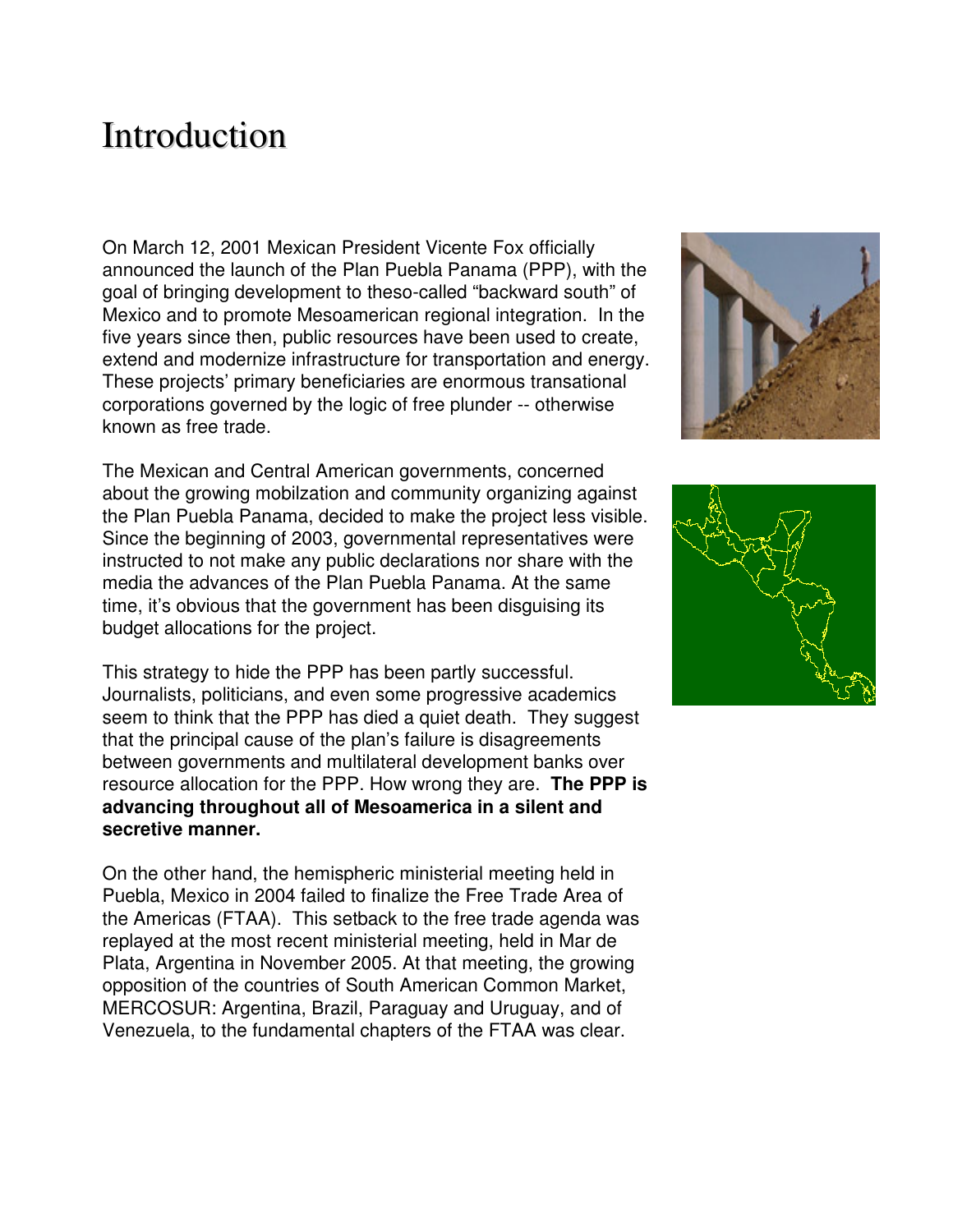# Introduction

On March 12, 2001 Mexican President Vicente Fox officially announced the launch of the Plan Puebla Panama (PPP), with the goal of bringing development to theso-called "backward south" of Mexico and to promote Mesoamerican regional integration. In the five years since then, public resources have been used to create, extend and modernize infrastructure for transportation and energy. These projects' primary beneficiaries are enormous transational corporations governed by the logic of free plunder -- otherwise known as free trade.

The Mexican and Central American governments, concerned about the growing mobilzation and community organizing against the Plan Puebla Panama, decided to make the project less visible. Since the beginning of 2003, governmental representatives were instructed to not make any public declarations nor share with the media the advances of the Plan Puebla Panama. At the same time, it's obvious that the government has been disguising its budget allocations for the project.

This strategy to hide the PPP has been partly successful. Journalists, politicians, and even some progressive academics seem to think that the PPP has died a quiet death. They suggest that the principal cause of the plan's failure is disagreements between governments and multilateral development banks over resource allocation for the PPP. How wrong they are. **The PPP is advancing throughout all of Mesoamerica in a silent and secretive manner.**

On the other hand, the hemispheric ministerial meeting held in Puebla, Mexico in 2004 failed to finalize the Free Trade Area of the Americas (FTAA). This setback to the free trade agenda was replayed at the most recent ministerial meeting, held in Mar de Plata, Argentina in November 2005. At that meeting, the growing opposition of the countries of South American Common Market, MERCOSUR: Argentina, Brazil, Paraguay and Uruguay, and of Venezuela, to the fundamental chapters of the FTAA was clear.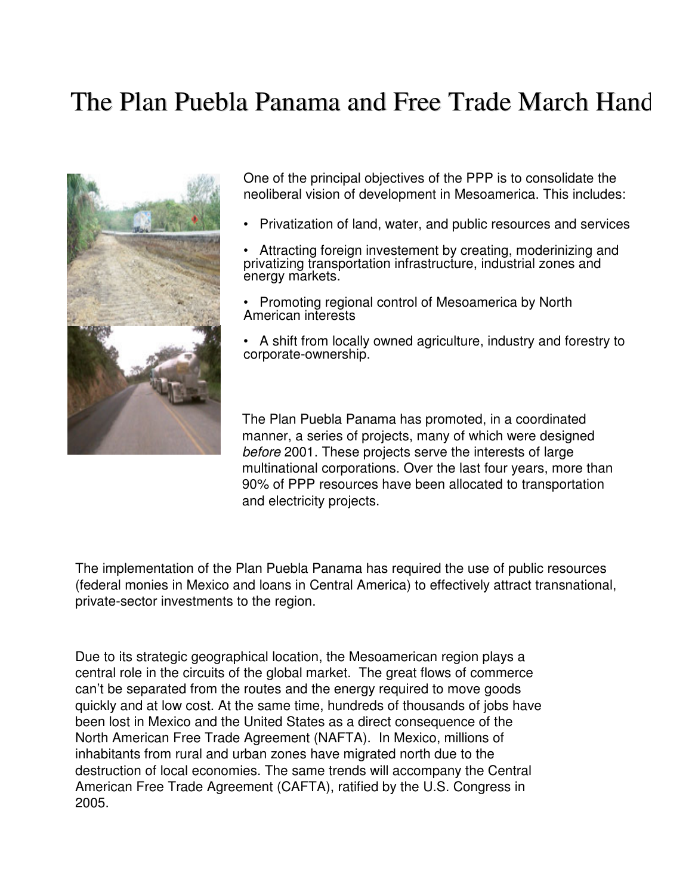# The Plan Puebla Panama and Free Trade March Hand

One of the principal objectives of the PPP is to consolidate the neoliberal vision of development in Mesoamerica. This includes:

- Privatization of land, water, and public resources and services
- Attracting foreign investement by creating, moderinizing and privatizing transportation infrastructure, industrial zones and energy markets.
- Promoting regional control of Mesoamerica by North American interests
- A shift from locally owned agriculture, industry and forestry to corporate-ownership.

The Plan Puebla Panama has promoted, in a coordinated manner, a series of projects, many of which were designed *before* 2001. These projects serve the interests of large multinational corporations. Over the last four years, more than 90% of PPP resources have been allocated to transportation and electricity projects.

The implementation of the Plan Puebla Panama has required the use of public resources (federal monies in Mexico and loans in Central America) to effectively attract transnational, private-sector investments to the region.

Due to its strategic geographical location, the Mesoamerican region plays a central role in the circuits of the global market. The great flows of commerce can't be separated from the routes and the energy required to move goods quickly and at low cost. At the same time, hundreds of thousands of jobs have been lost in Mexico and the United States as a direct consequence of the North American Free Trade Agreement (NAFTA). In Mexico, millions of inhabitants from rural and urban zones have migrated north due to the destruction of local economies. The same trends will accompany the Central American Free Trade Agreement (CAFTA), ratified by the U.S. Congress in 2005.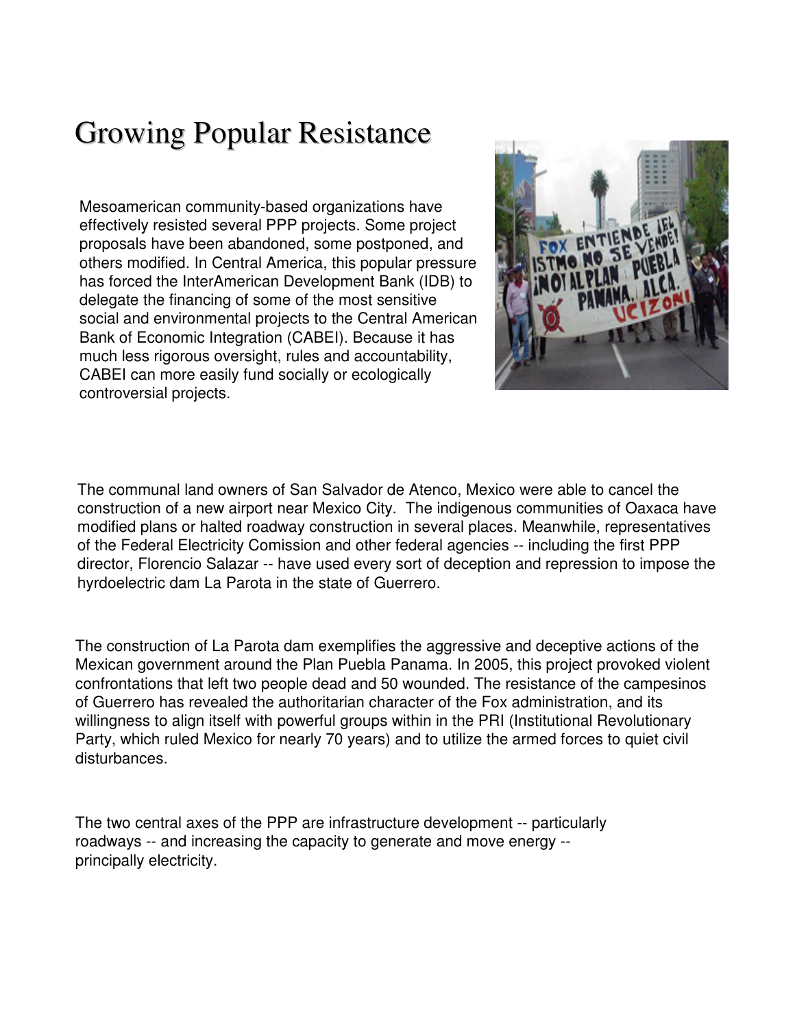# Growing Popular Resistance

Mesoamerican community-based organizations have effectively resisted several PPP projects. Some project proposals have been abandoned, some postponed, and others modified. In Central America, this popular pressure has forced the InterAmerican Development Bank (IDB) to delegate the financing of some of the most sensitive social and environmental projects to the Central American Bank of Economic Integration (CABEI). Because it has much less rigorous oversight, rules and accountability, CABEI can more easily fund socially or ecologically controversial projects.

The communal land owners of San Salvador de Atenco, Mexico were able to cancel the construction of a new airport near Mexico City. The indigenous communities of Oaxaca have modified plans or halted roadway construction in several places. Meanwhile, representatives of the Federal Electricity Comission and other federal agencies -- including the first PPP director, Florencio Salazar -- have used every sort of deception and repression to impose the hyrdoelectric dam La Parota in the state of Guerrero.

The construction of La Parota dam exemplifies the aggressive and deceptive actions of the Mexican government around the Plan Puebla Panama. In 2005, this project provoked violent confrontations that left two people dead and 50 wounded. The resistance of the campesinos of Guerrero has revealed the authoritarian character of the Fox administration, and its willingness to align itself with powerful groups within in the PRI (Institutional Revolutionary Party, which ruled Mexico for nearly 70 years) and to utilize the armed forces to quiet civil disturbances.

The two central axes of the PPP are infrastructure development -- particularly roadways -- and increasing the capacity to generate and move energy -- principally electricity.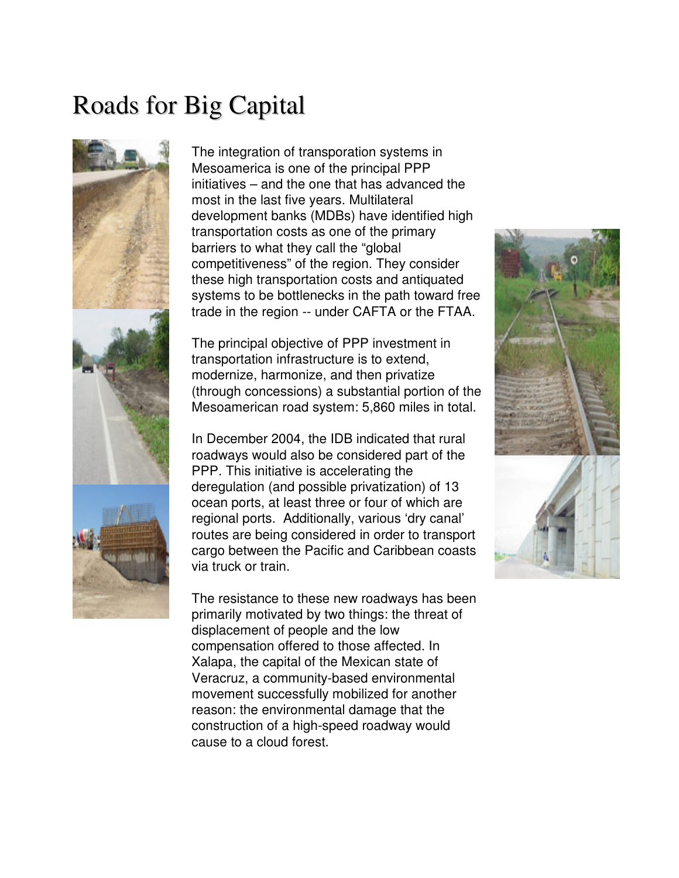# Roads for Big Capital

The integration of transporation systems in Mesoamerica is one of the principal PPP initiatives – and the one that has advanced the most in the last five years. Multilateral development banks (MDBs) have identified high transportation costs as one of the primary barriers to what they call the "global competitiveness" of the region. They consider these high transportation costs and antiquated systems to be bottlenecks in the path toward free trade in the region -- under CAFTA or the FTAA.

The principal objective of PPP investment in transportation infrastructure is to extend, modernize, harmonize, and then privatize (through concessions) a substantial portion of the Mesoamerican road system: 5,860 miles in total.

In December 2004, the IDB indicated that rural roadways would also be considered part of the PPP. This initiative is accelerating the deregulation (and possible privatization) of 13 ocean ports, at least three or four of which are regional ports. Additionally, various 'dry canal' routes are being considered in order to transport cargo between the Pacific and Caribbean coasts via truck or train.

The resistance to these new roadways has been primarily motivated by two things: the threat of displacement of people and the low compensation offered to those affected. In Xalapa, the capital of the Mexican state of Veracruz, a community-based environmental movement successfully mobilized for another reason: the environmental damage that the construction of a high-speed roadway would cause to a cloud forest.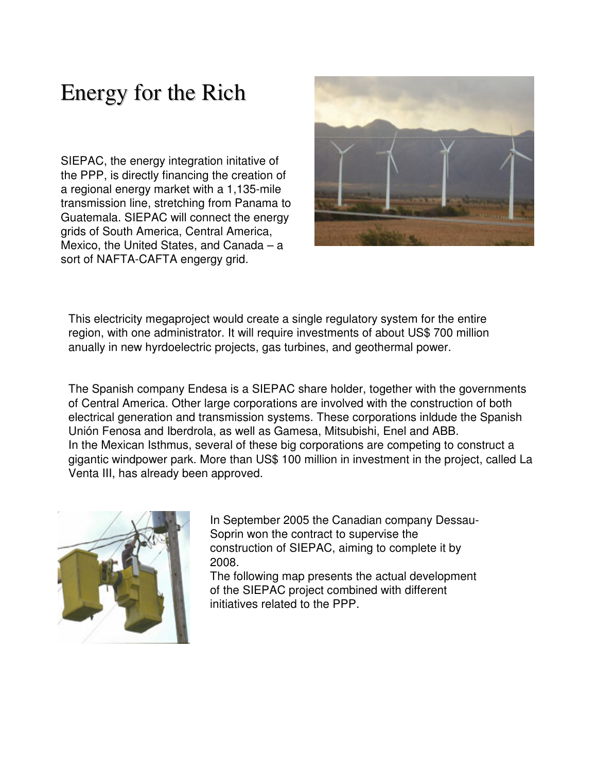# Energy for the Rich

SIEPAC, the energy integration initative of the PPP, is directly financing the creation of a regional energy market with a 1,135-mile transmission line, stretching from Panama to Guatemala. SIEPAC will connect the energy grids of South America, Central America, Mexico, the United States, and Canada – a sort of NAFTA-CAFTA engergy grid.

This electricity megaproject would create a single regulatory system for the entire region, with one administrator. It will require investments of about US$ 700 million anually in new hyrdoelectric projects, gas turbines, and geothermal power.

The Spanish company Endesa is a SIEPAC share holder, together with the governments of Central America. Other large corporations are involved with the construction of both electrical generation and transmission systems. These corporations inldude the Spanish Unión Fenosa and Iberdrola, as well as Gamesa, Mitsubishi, Enel and ABB.
In the Mexican Isthmus, several of these big corporations are competing to construct a gigantic windpower park. More than US$ 100 million in investment in the project, called La Venta III, has already been approved.

In September 2005 the Canadian company Dessau-Soprin won the contract to supervise the construction of SIEPAC, aiming to complete it by 2008.
The following map presents the actual development of the SIEPAC project combined with different initiatives related to the PPP.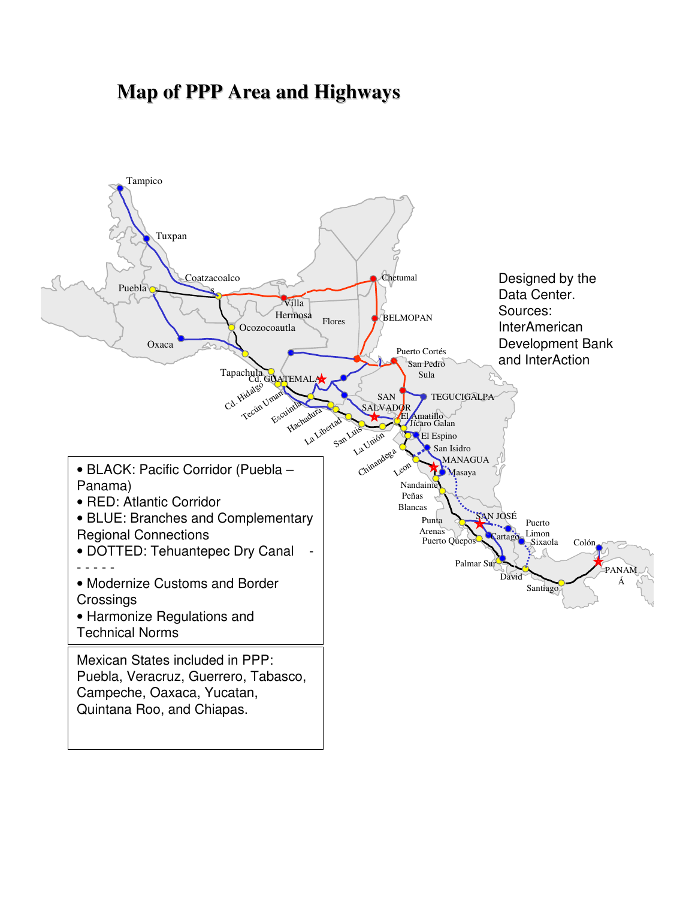# Map of PPP Area and Highways

Designed by the Data Center.
Sources: InterAmerican Development Bank and InterAction

- BLACK: Pacific Corridor (Puebla – Panama)
- RED: Atlantic Corridor
- BLUE: Branches and Complementary Regional Connections
- DOTTED: Tehuantepec Dry Canal - - - - - -
- Modernize Customs and Border Crossings
- Harmonize Regulations and Technical Norms

Mexican States included in PPP: Puebla, Veracruz, Guerrero, Tabasco, Campeche, Oaxaca, Yucatan, Quintana Roo, and Chiapas.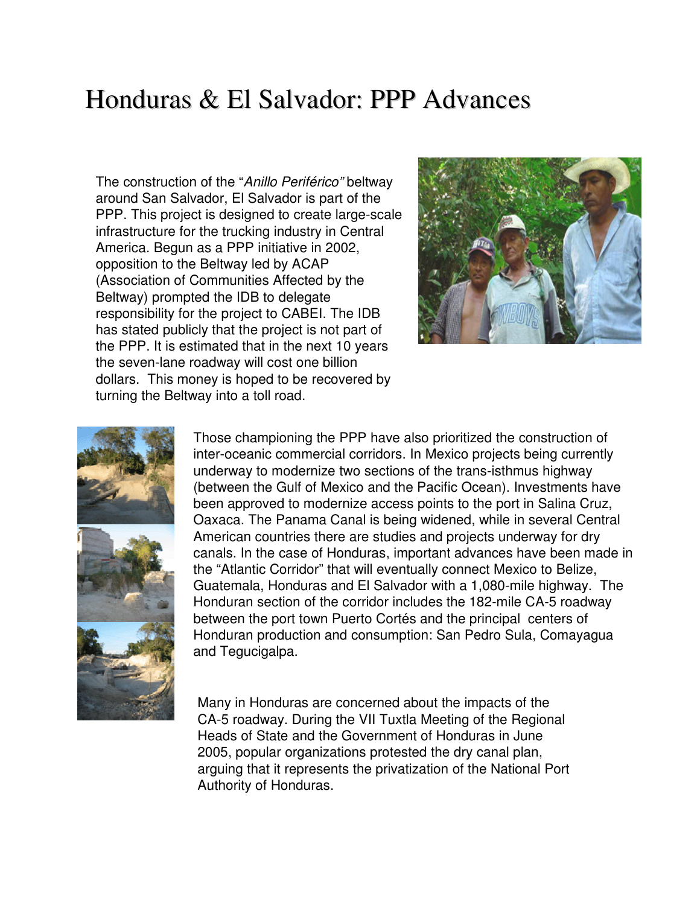# Honduras & El Salvador: PPP Advances

The construction of the "*Anillo Periférico"* beltway around San Salvador, El Salvador is part of the PPP. This project is designed to create large-scale infrastructure for the trucking industry in Central America. Begun as a PPP initiative in 2002, opposition to the Beltway led by ACAP (Association of Communities Affected by the Beltway) prompted the IDB to delegate responsibility for the project to CABEI. The IDB has stated publicly that the project is not part of the PPP. It is estimated that in the next 10 years the seven-lane roadway will cost one billion dollars. This money is hoped to be recovered by turning the Beltway into a toll road.

Those championing the PPP have also prioritized the construction of inter-oceanic commercial corridors. In Mexico projects being currently underway to modernize two sections of the trans-isthmus highway (between the Gulf of Mexico and the Pacific Ocean). Investments have been approved to modernize access points to the port in Salina Cruz, Oaxaca. The Panama Canal is being widened, while in several Central American countries there are studies and projects underway for dry canals. In the case of Honduras, important advances have been made in the "Atlantic Corridor" that will eventually connect Mexico to Belize, Guatemala, Honduras and El Salvador with a 1,080-mile highway. The Honduran section of the corridor includes the 182-mile CA-5 roadway between the port town Puerto Cortés and the principal centers of Honduran production and consumption: San Pedro Sula, Comayagua and Tegucigalpa.

Many in Honduras are concerned about the impacts of the CA-5 roadway. During the VII Tuxtla Meeting of the Regional Heads of State and the Government of Honduras in June 2005, popular organizations protested the dry canal plan, arguing that it represents the privatization of the National Port Authority of Honduras.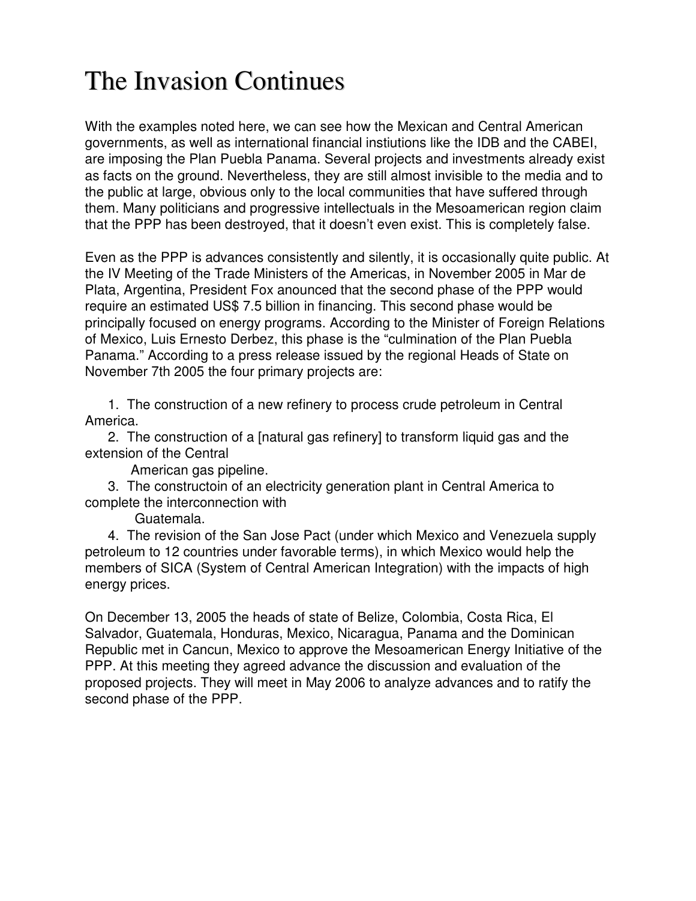# The Invasion Continues

With the examples noted here, we can see how the Mexican and Central American governments, as well as international financial instiutions like the IDB and the CABEI, are imposing the Plan Puebla Panama. Several projects and investments already exist as facts on the ground. Nevertheless, they are still almost invisible to the media and to the public at large, obvious only to the local communities that have suffered through them. Many politicians and progressive intellectuals in the Mesoamerican region claim that the PPP has been destroyed, that it doesn't even exist. This is completely false.

Even as the PPP is advances consistently and silently, it is occasionally quite public. At the IV Meeting of the Trade Ministers of the Americas, in November 2005 in Mar de Plata, Argentina, President Fox anounced that the second phase of the PPP would require an estimated US$ 7.5 billion in financing. This second phase would be principally focused on energy programs. According to the Minister of Foreign Relations of Mexico, Luis Ernesto Derbez, this phase is the "culmination of the Plan Puebla Panama." According to a press release issued by the regional Heads of State on November 7th 2005 the four primary projects are:

1. The construction of a new refinery to process crude petroleum in Central America.
2. The construction of a [natural gas refinery] to transform liquid gas and the extension of the Central American gas pipeline.
3. The constructoin of an electricity generation plant in Central America to complete the interconnection with Guatemala.
4. The revision of the San Jose Pact (under which Mexico and Venezuela supply petroleum to 12 countries under favorable terms), in which Mexico would help the members of SICA (System of Central American Integration) with the impacts of high energy prices.

On December 13, 2005 the heads of state of Belize, Colombia, Costa Rica, El Salvador, Guatemala, Honduras, Mexico, Nicaragua, Panama and the Dominican Republic met in Cancun, Mexico to approve the Mesoamerican Energy Initiative of the PPP. At this meeting they agreed advance the discussion and evaluation of the proposed projects. They will meet in May 2006 to analyze advances and to ratify the second phase of the PPP.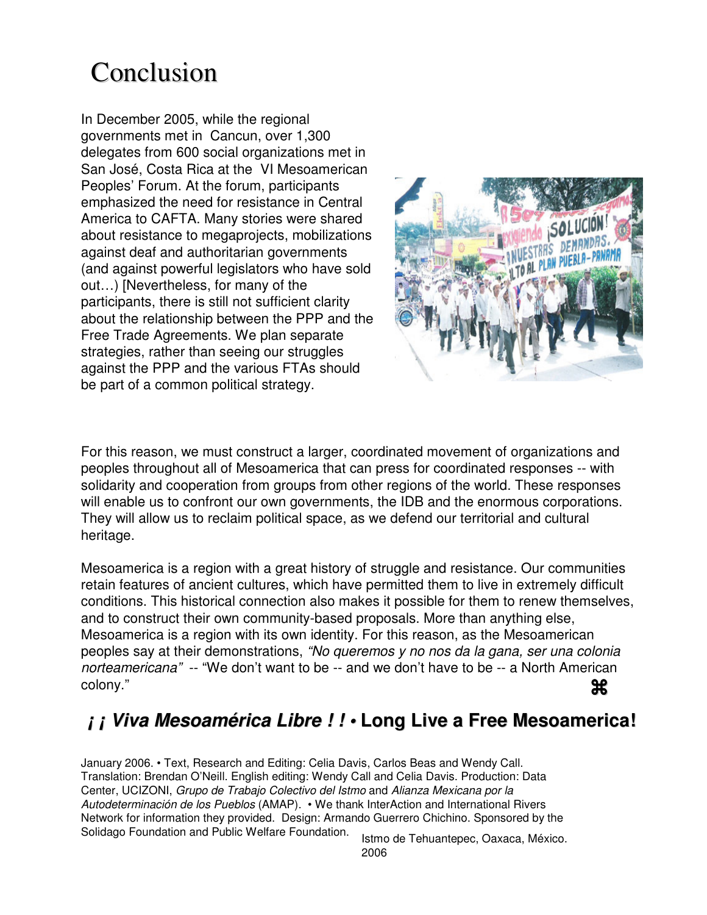# Conclusion

In December 2005, while the regional governments met in Cancun, over 1,300 delegates from 600 social organizations met in San José, Costa Rica at the VI Mesoamerican Peoples' Forum. At the forum, participants emphasized the need for resistance in Central America to CAFTA. Many stories were shared about resistance to megaprojects, mobilizations against deaf and authoritarian governments (and against powerful legislators who have sold out…) [Nevertheless, for many of the participants, there is still not sufficient clarity about the relationship between the PPP and the Free Trade Agreements. We plan separate strategies, rather than seeing our struggles against the PPP and the various FTAs should be part of a common political strategy.

For this reason, we must construct a larger, coordinated movement of organizations and peoples throughout all of Mesoamerica that can press for coordinated responses -- with solidarity and cooperation from groups from other regions of the world. These responses will enable us to confront our own governments, the IDB and the enormous corporations. They will allow us to reclaim political space, as we defend our territorial and cultural heritage.

Mesoamerica is a region with a great history of struggle and resistance. Our communities retain features of ancient cultures, which have permitted them to live in extremely difficult conditions. This historical connection also makes it possible for them to renew themselves, and to construct their own community-based proposals. More than anything else, Mesoamerica is a region with its own identity. For this reason, as the Mesoamerican peoples say at their demonstrations, *"No queremos y no nos da la gana, ser una colonia norteamericana"* -- "We don't want to be -- and we don't have to be -- a North American colony." ⌘

## ¡ ¡ *Viva Mesoamérica Libre ! !* • Long Live a Free Mesoamerica!

January 2006. • Text, Research and Editing: Celia Davis, Carlos Beas and Wendy Call. Translation: Brendan O'Neill. English editing: Wendy Call and Celia Davis. Production: Data Center, UCIZONI, *Grupo de Trabajo Colectivo del Istmo* and *Alianza Mexicana por la Autodeterminación de los Pueblos* (AMAP). • We thank InterAction and International Rivers Network for information they provided. Design: Armando Guerrero Chichino. Sponsored by the Solidago Foundation and Public Welfare Foundation.

Istmo de Tehuantepec, Oaxaca, México. 2006